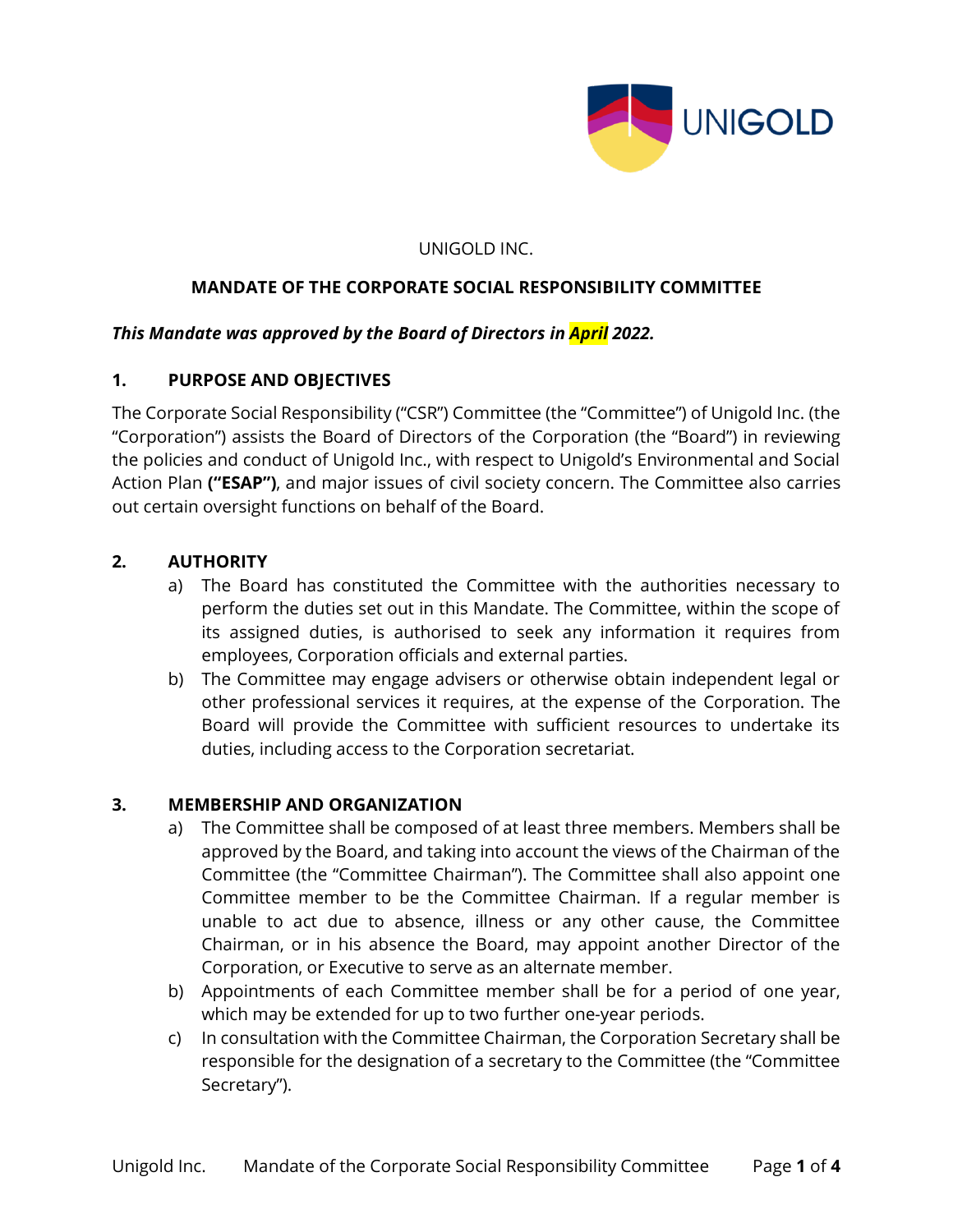UNIGOLD INC.

**MANDATE OF THE CORPORATE SOCIAL RESPONSIBILITY COMMITTEE**

***This Mandate was approved by the Board of Directors in April 2022.***

## 1. PURPOSE AND OBJECTIVES

The Corporate Social Responsibility ("CSR") Committee (the "Committee") of Unigold Inc. (the "Corporation") assists the Board of Directors of the Corporation (the "Board") in reviewing the policies and conduct of Unigold Inc., with respect to Unigold's Environmental and Social Action Plan **("ESAP")**, and major issues of civil society concern. The Committee also carries out certain oversight functions on behalf of the Board.

## 2. AUTHORITY

a) The Board has constituted the Committee with the authorities necessary to perform the duties set out in this Mandate. The Committee, within the scope of its assigned duties, is authorised to seek any information it requires from employees, Corporation officials and external parties.

b) The Committee may engage advisers or otherwise obtain independent legal or other professional services it requires, at the expense of the Corporation. The Board will provide the Committee with sufficient resources to undertake its duties, including access to the Corporation secretariat.

## 3. MEMBERSHIP AND ORGANIZATION

a) The Committee shall be composed of at least three members. Members shall be approved by the Board, and taking into account the views of the Chairman of the Committee (the "Committee Chairman"). The Committee shall also appoint one Committee member to be the Committee Chairman. If a regular member is unable to act due to absence, illness or any other cause, the Committee Chairman, or in his absence the Board, may appoint another Director of the Corporation, or Executive to serve as an alternate member.

b) Appointments of each Committee member shall be for a period of one year, which may be extended for up to two further one-year periods.

c) In consultation with the Committee Chairman, the Corporation Secretary shall be responsible for the designation of a secretary to the Committee (the "Committee Secretary").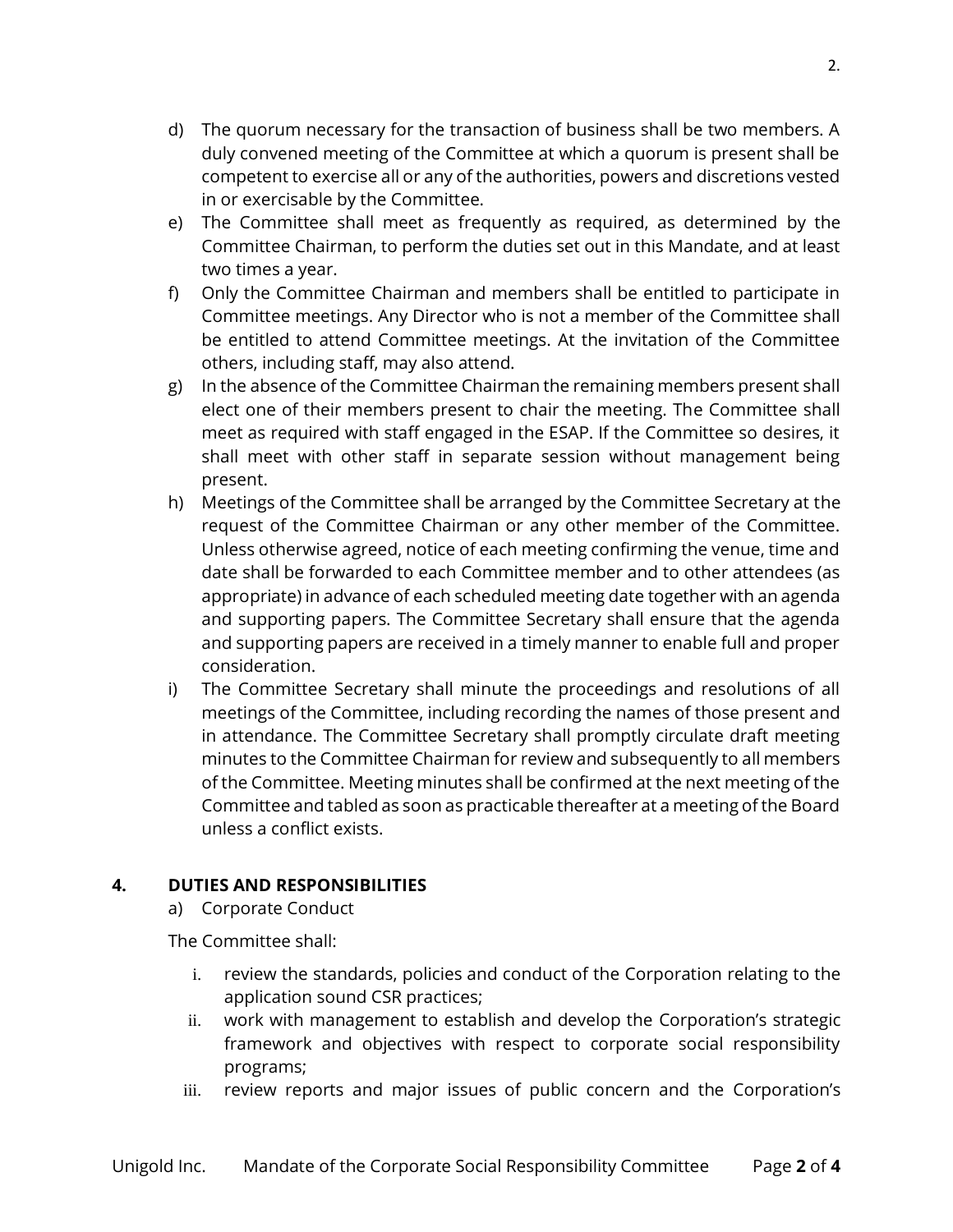d) The quorum necessary for the transaction of business shall be two members. A duly convened meeting of the Committee at which a quorum is present shall be competent to exercise all or any of the authorities, powers and discretions vested in or exercisable by the Committee.

e) The Committee shall meet as frequently as required, as determined by the Committee Chairman, to perform the duties set out in this Mandate, and at least two times a year.

f) Only the Committee Chairman and members shall be entitled to participate in Committee meetings. Any Director who is not a member of the Committee shall be entitled to attend Committee meetings. At the invitation of the Committee others, including staff, may also attend.

g) In the absence of the Committee Chairman the remaining members present shall elect one of their members present to chair the meeting. The Committee shall meet as required with staff engaged in the ESAP. If the Committee so desires, it shall meet with other staff in separate session without management being present.

h) Meetings of the Committee shall be arranged by the Committee Secretary at the request of the Committee Chairman or any other member of the Committee. Unless otherwise agreed, notice of each meeting confirming the venue, time and date shall be forwarded to each Committee member and to other attendees (as appropriate) in advance of each scheduled meeting date together with an agenda and supporting papers. The Committee Secretary shall ensure that the agenda and supporting papers are received in a timely manner to enable full and proper consideration.

i) The Committee Secretary shall minute the proceedings and resolutions of all meetings of the Committee, including recording the names of those present and in attendance. The Committee Secretary shall promptly circulate draft meeting minutes to the Committee Chairman for review and subsequently to all members of the Committee. Meeting minutes shall be confirmed at the next meeting of the Committee and tabled as soon as practicable thereafter at a meeting of the Board unless a conflict exists.

## 4. DUTIES AND RESPONSIBILITIES

a) Corporate Conduct

The Committee shall:

i. review the standards, policies and conduct of the Corporation relating to the application sound CSR practices;

ii. work with management to establish and develop the Corporation's strategic framework and objectives with respect to corporate social responsibility programs;

iii. review reports and major issues of public concern and the Corporation's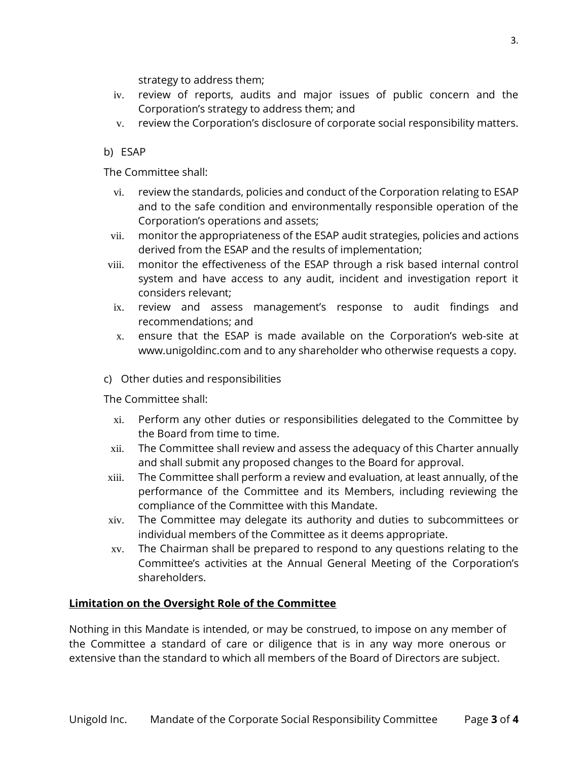strategy to address them;

iv. review of reports, audits and major issues of public concern and the Corporation's strategy to address them; and

v. review the Corporation's disclosure of corporate social responsibility matters.

b) ESAP

The Committee shall:

vi. review the standards, policies and conduct of the Corporation relating to ESAP and to the safe condition and environmentally responsible operation of the Corporation's operations and assets;

vii. monitor the appropriateness of the ESAP audit strategies, policies and actions derived from the ESAP and the results of implementation;

viii. monitor the effectiveness of the ESAP through a risk based internal control system and have access to any audit, incident and investigation report it considers relevant;

ix. review and assess management's response to audit findings and recommendations; and

x. ensure that the ESAP is made available on the Corporation's web-site at www.unigoldinc.com and to any shareholder who otherwise requests a copy.

c) Other duties and responsibilities

The Committee shall:

xi. Perform any other duties or responsibilities delegated to the Committee by the Board from time to time.

xii. The Committee shall review and assess the adequacy of this Charter annually and shall submit any proposed changes to the Board for approval.

xiii. The Committee shall perform a review and evaluation, at least annually, of the performance of the Committee and its Members, including reviewing the compliance of the Committee with this Mandate.

xiv. The Committee may delegate its authority and duties to subcommittees or individual members of the Committee as it deems appropriate.

xv. The Chairman shall be prepared to respond to any questions relating to the Committee's activities at the Annual General Meeting of the Corporation's shareholders.

**Limitation on the Oversight Role of the Committee**

Nothing in this Mandate is intended, or may be construed, to impose on any member of the Committee a standard of care or diligence that is in any way more onerous or extensive than the standard to which all members of the Board of Directors are subject.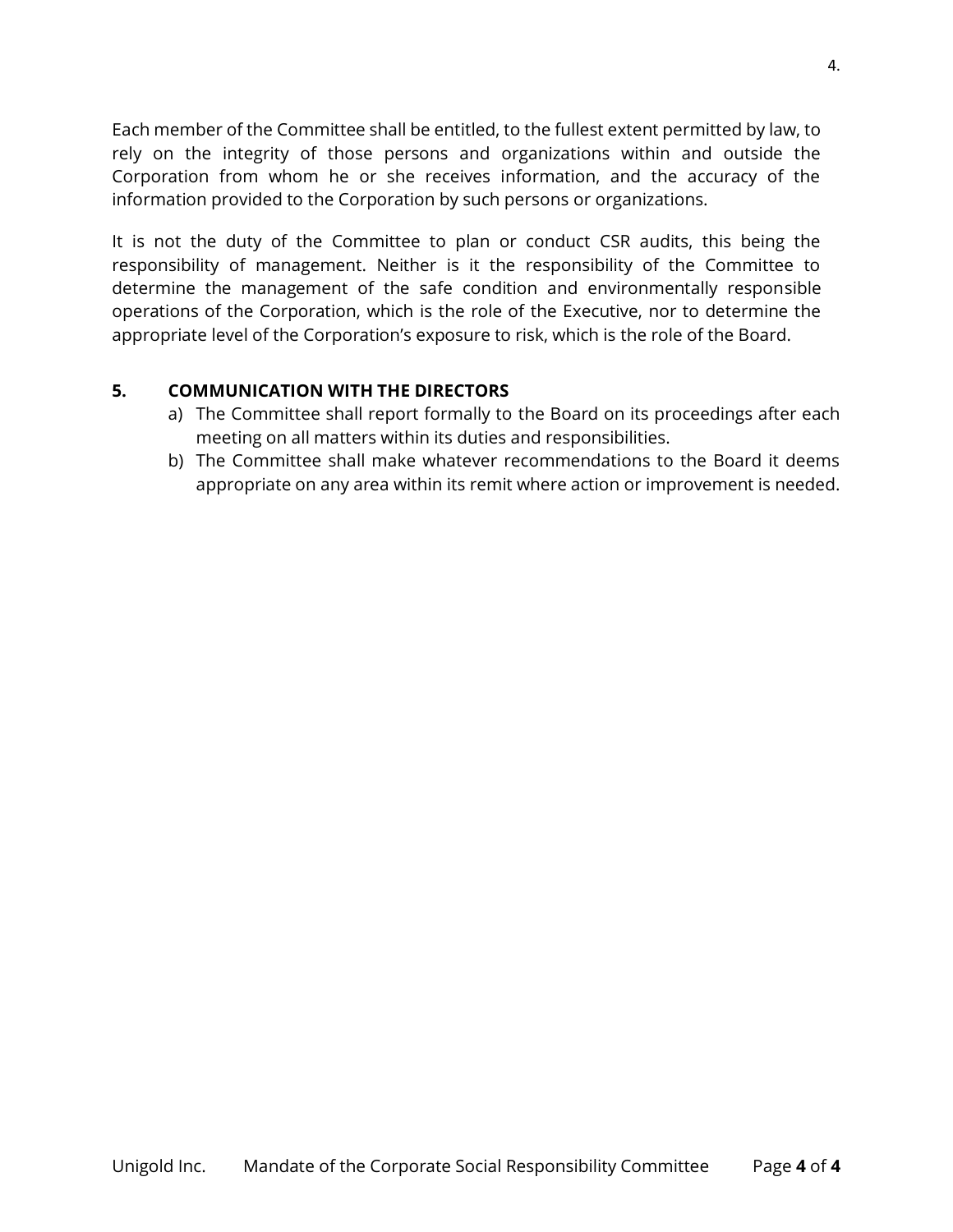Each member of the Committee shall be entitled, to the fullest extent permitted by law, to rely on the integrity of those persons and organizations within and outside the Corporation from whom he or she receives information, and the accuracy of the information provided to the Corporation by such persons or organizations.

It is not the duty of the Committee to plan or conduct CSR audits, this being the responsibility of management. Neither is it the responsibility of the Committee to determine the management of the safe condition and environmentally responsible operations of the Corporation, which is the role of the Executive, nor to determine the appropriate level of the Corporation's exposure to risk, which is the role of the Board.

## 5. COMMUNICATION WITH THE DIRECTORS

a) The Committee shall report formally to the Board on its proceedings after each meeting on all matters within its duties and responsibilities.

b) The Committee shall make whatever recommendations to the Board it deems appropriate on any area within its remit where action or improvement is needed.